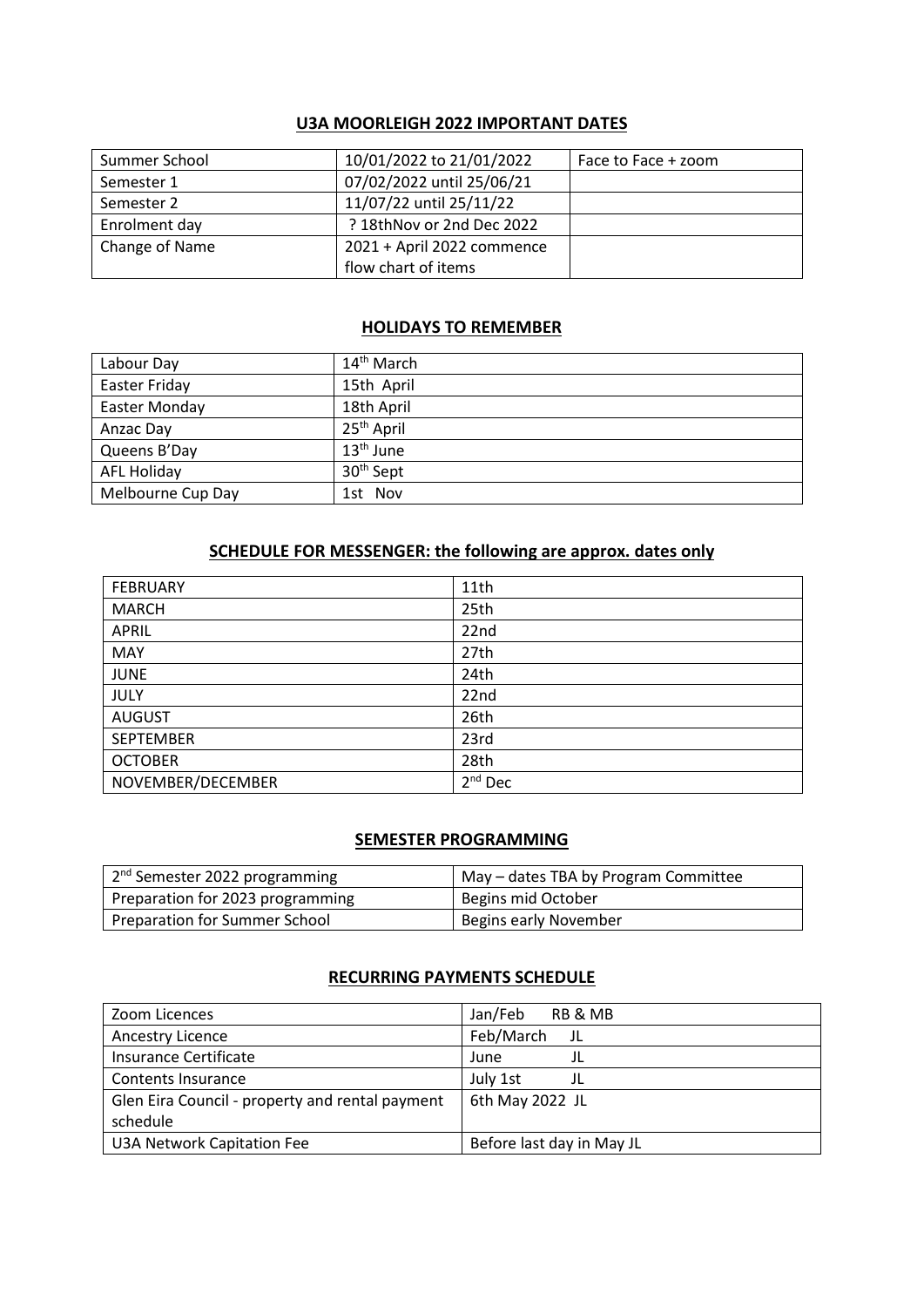## U3A MOORLEIGH 2022 IMPORTANT DATES

| | | |
|---|---|---|
| Summer School | 10/01/2022 to 21/01/2022 | Face to Face + zoom |
| Semester 1 | 07/02/2022 until 25/06/21 | |
| Semester 2 | 11/07/22 until 25/11/22 | |
| Enrolment day | ? 18thNov or 2nd Dec 2022 | |
| Change of Name | 2021 + April 2022 commence flow chart of items | |

## HOLIDAYS TO REMEMBER

| | |
|---|---|
| Labour Day | 14th March |
| Easter Friday | 15th April |
| Easter Monday | 18th April |
| Anzac Day | 25th April |
| Queens B'Day | 13th June |
| AFL Holiday | 30th Sept |
| Melbourne Cup Day | 1st Nov |

## SCHEDULE FOR MESSENGER: the following are approx. dates only

| | |
|---|---|
| FEBRUARY | 11th |
| MARCH | 25th |
| APRIL | 22nd |
| MAY | 27th |
| JUNE | 24th |
| JULY | 22nd |
| AUGUST | 26th |
| SEPTEMBER | 23rd |
| OCTOBER | 28th |
| NOVEMBER/DECEMBER | 2nd Dec |

## SEMESTER PROGRAMMING

| | |
|---|---|
| 2nd Semester 2022 programming | May – dates TBA by Program Committee |
| Preparation for 2023 programming | Begins mid October |
| Preparation for Summer School | Begins early November |

## RECURRING PAYMENTS SCHEDULE

| | |
|---|---|
| Zoom Licences | Jan/Feb RB & MB |
| Ancestry Licence | Feb/March JL |
| Insurance Certificate | June JL |
| Contents Insurance | July 1st JL |
| Glen Eira Council - property and rental payment schedule | 6th May 2022 JL |
| U3A Network Capitation Fee | Before last day in May JL |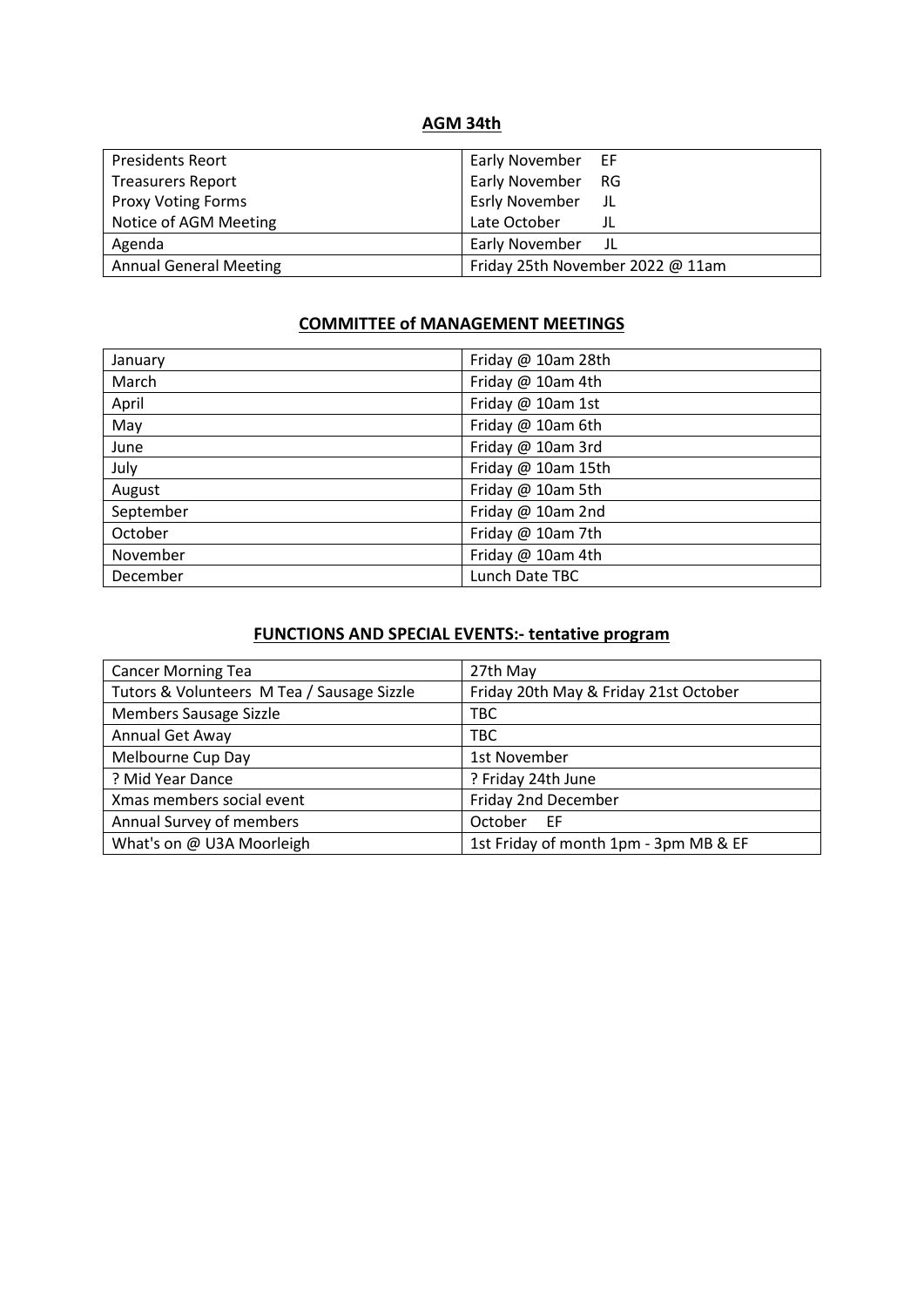**AGM 34th**

| | |
|---|---|
| Presidents Reort | Early November EF |
| Treasurers Report | Early November RG |
| Proxy Voting Forms | Esrly November JL |
| Notice of AGM Meeting | Late October JL |
| Agenda | Early November JL |
| Annual General Meeting | Friday 25th November 2022 @ 11am |

**COMMITTEE of MANAGEMENT MEETINGS**

| | |
|---|---|
| January | Friday @ 10am 28th |
| March | Friday @ 10am 4th |
| April | Friday @ 10am 1st |
| May | Friday @ 10am 6th |
| June | Friday @ 10am 3rd |
| July | Friday @ 10am 15th |
| August | Friday @ 10am 5th |
| September | Friday @ 10am 2nd |
| October | Friday @ 10am 7th |
| November | Friday @ 10am 4th |
| December | Lunch Date TBC |

**FUNCTIONS AND SPECIAL EVENTS:- tentative program**

| | |
|---|---|
| Cancer Morning Tea | 27th May |
| Tutors & Volunteers M Tea / Sausage Sizzle | Friday 20th May & Friday 21st October |
| Members Sausage Sizzle | TBC |
| Annual Get Away | TBC |
| Melbourne Cup Day | 1st November |
| ? Mid Year Dance | ? Friday 24th June |
| Xmas members social event | Friday 2nd December |
| Annual Survey of members | October EF |
| What's on @ U3A Moorleigh | 1st Friday of month 1pm - 3pm MB & EF |